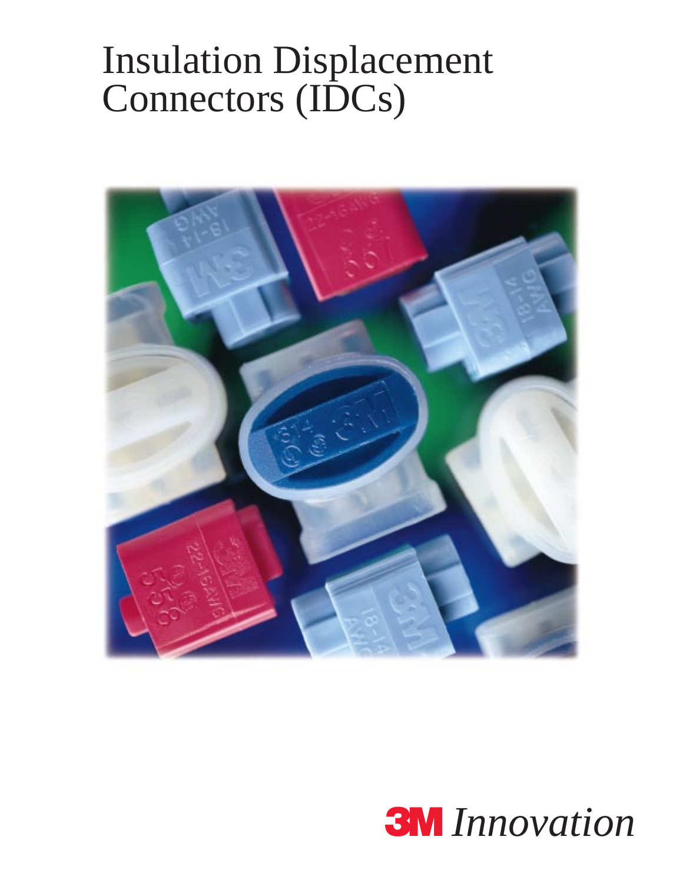# Insulation Displacement Connectors (IDCs)

**3M** *Innovation*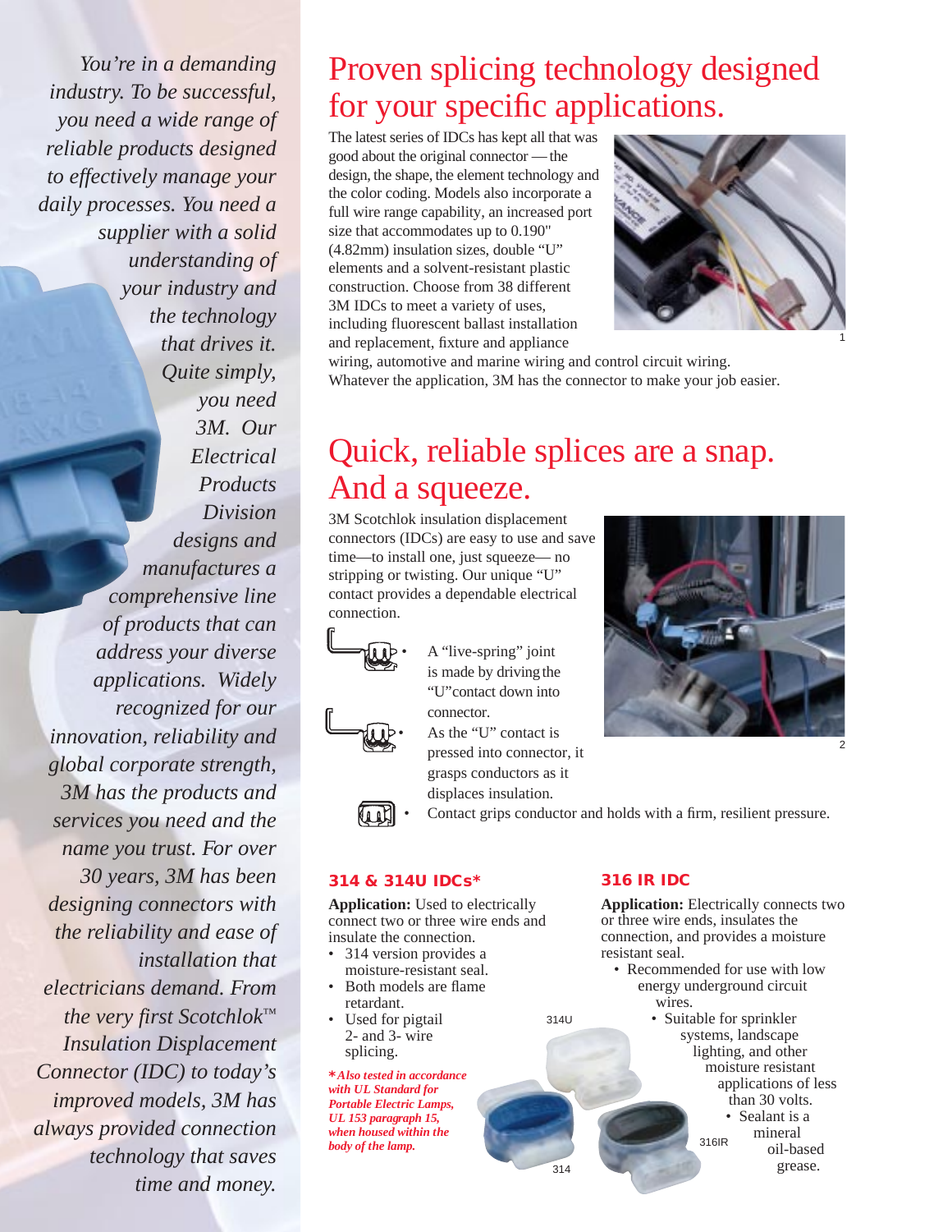*You're in a demanding industry. To be successful, you need a wide range of reliable products designed to effectively manage your daily processes. You need a supplier with a solid understanding of your industry and the technology that drives it. Quite simply, you need 3M. Our Electrical Products Division designs and manufactures a comprehensive line of products that can address your diverse applications. Widely recognized for our innovation, reliability and global corporate strength, 3M has the products and services you need and the name you trust. For over 30 years, 3M has been designing connectors with the reliability and ease of installation that electricians demand. From the very first Scotchlok™ Insulation Displacement Connector (IDC) to today's improved models, 3M has always provided connection technology that saves time and money.*

# Proven splicing technology designed for your specific applications.

The latest series of IDCs has kept all that was good about the original connector — the design, the shape, the element technology and the color coding. Models also incorporate a full wire range capability, an increased port size that accommodates up to 0.190" (4.82mm) insulation sizes, double "U" elements and a solvent-resistant plastic construction. Choose from 38 different 3M IDCs to meet a variety of uses, including fluorescent ballast installation and replacement, fixture and appliance wiring, automotive and marine wiring and control circuit wiring. Whatever the application, 3M has the connector to make your job easier.

1

# Quick, reliable splices are a snap. And a squeeze.

3M Scotchlok insulation displacement connectors (IDCs) are easy to use and save time—to install one, just squeeze— no stripping or twisting. Our unique "U" contact provides a dependable electrical connection.

- A "live-spring" joint is made by driving the "U" contact down into connector.
- As the "U" contact is pressed into connector, it grasps conductors as it displaces insulation.
- Contact grips conductor and holds with a firm, resilient pressure.

2

### 314 & 314U IDCs*

**Application:** Used to electrically connect two or three wire ends and insulate the connection.

- 314 version provides a moisture-resistant seal.
- Both models are flame retardant.
- Used for pigtail 2- and 3- wire splicing.

***Also tested in accordance with UL Standard for Portable Electric Lamps, UL 153 paragraph 15, when housed within the body of the lamp.***

314U

314

### 316 IR IDC

**Application:** Electrically connects two or three wire ends, insulates the connection, and provides a moisture resistant seal.

- Recommended for use with low energy underground circuit wires.
- Suitable for sprinkler systems, landscape lighting, and other moisture resistant applications of less than 30 volts.
- Sealant is a mineral oil-based grease.

316IR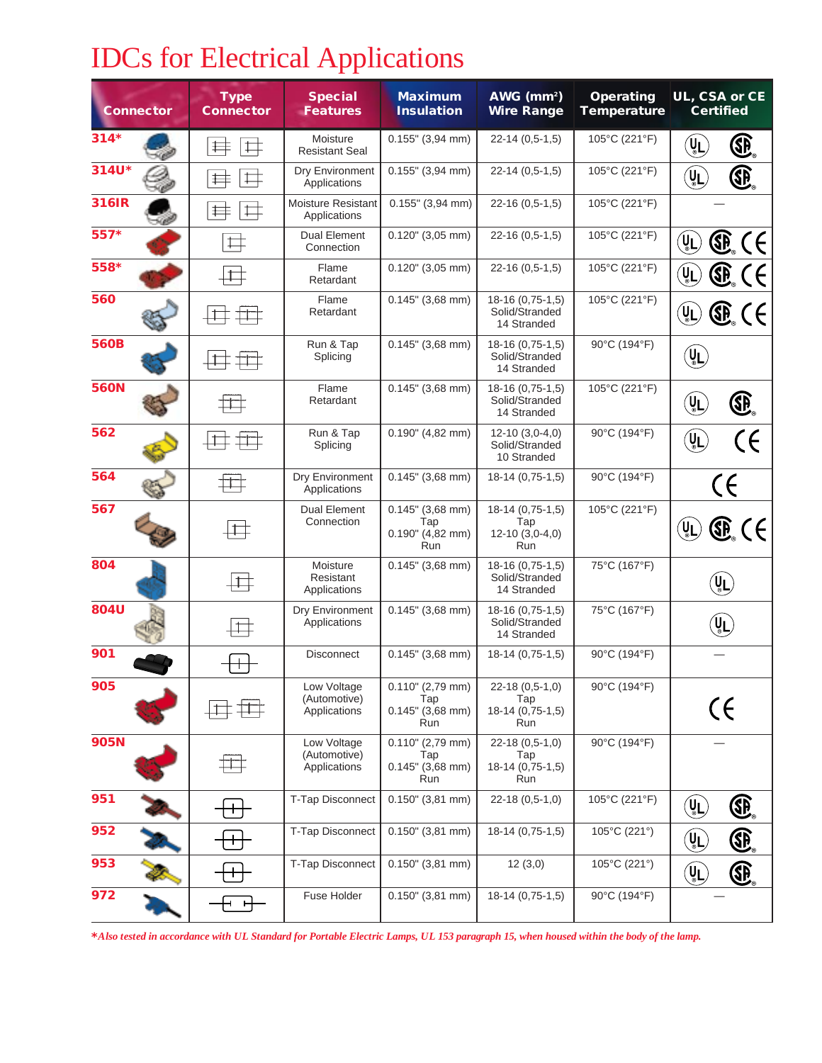# IDCs for Electrical Applications

| Connector | Type Connector | Special Features | Maximum Insulation | AWG (mm²) Wire Range | Operating Temperature | UL, CSA or CE Certified |
|---|---|---|---|---|---|---|
| 314* | | Moisture Resistant Seal | 0.155" (3,94 mm) | 22-14 (0,5-1,5) | 105°C (221°F) | UL, CSA |
| 314U* | | Dry Environment Applications | 0.155" (3,94 mm) | 22-14 (0,5-1,5) | 105°C (221°F) | UL, CSA |
| 316IR | | Moisture Resistant Applications | 0.155" (3,94 mm) | 22-16 (0,5-1,5) | 105°C (221°F) | — |
| 557* | | Dual Element Connection | 0.120" (3,05 mm) | 22-16 (0,5-1,5) | 105°C (221°F) | UL, CSA, CE |
| 558* | | Flame Retardant | 0.120" (3,05 mm) | 22-16 (0,5-1,5) | 105°C (221°F) | UL, CSA, CE |
| 560 | | Flame Retardant | 0.145" (3,68 mm) | 18-16 (0,75-1,5) Solid/Stranded 14 Stranded | 105°C (221°F) | UL, CSA, CE |
| 560B | | Run & Tap Splicing | 0.145" (3,68 mm) | 18-16 (0,75-1,5) Solid/Stranded 14 Stranded | 90°C (194°F) | UL |
| 560N | | Flame Retardant | 0.145" (3,68 mm) | 18-16 (0,75-1,5) Solid/Stranded 14 Stranded | 105°C (221°F) | UL, CSA |
| 562 | | Run & Tap Splicing | 0.190" (4,82 mm) | 12-10 (3,0-4,0) Solid/Stranded 10 Stranded | 90°C (194°F) | UL, CE |
| 564 | | Dry Environment Applications | 0.145" (3,68 mm) | 18-14 (0,75-1,5) | 90°C (194°F) | CE |
| 567 | | Dual Element Connection | 0.145" (3,68 mm) Tap 0.190" (4,82 mm) Run | 18-14 (0,75-1,5) Tap 12-10 (3,0-4,0) Run | 105°C (221°F) | UL, CSA, CE |
| 804 | | Moisture Resistant Applications | 0.145" (3,68 mm) | 18-16 (0,75-1,5) Solid/Stranded 14 Stranded | 75°C (167°F) | UL |
| 804U | | Dry Environment Applications | 0.145" (3,68 mm) | 18-16 (0,75-1,5) Solid/Stranded 14 Stranded | 75°C (167°F) | UL |
| 901 | | Disconnect | 0.145" (3,68 mm) | 18-14 (0,75-1,5) | 90°C (194°F) | — |
| 905 | | Low Voltage (Automotive) Applications | 0.110" (2,79 mm) Tap 0.145" (3,68 mm) Run | 22-18 (0,5-1,0) Tap 18-14 (0,75-1,5) Run | 90°C (194°F) | CE |
| 905N | | Low Voltage (Automotive) Applications | 0.110" (2,79 mm) Tap 0.145" (3,68 mm) Run | 22-18 (0,5-1,0) Tap 18-14 (0,75-1,5) Run | 90°C (194°F) | — |
| 951 | | T-Tap Disconnect | 0.150" (3,81 mm) | 22-18 (0,5-1,0) | 105°C (221°F) | UL, CSA |
| 952 | | T-Tap Disconnect | 0.150" (3,81 mm) | 18-14 (0,75-1,5) | 105°C (221°) | UL, CSA |
| 953 | | T-Tap Disconnect | 0.150" (3,81 mm) | 12 (3,0) | 105°C (221°) | UL, CSA |
| 972 | | Fuse Holder | 0.150" (3,81 mm) | 18-14 (0,75-1,5) | 90°C (194°F) | — |

*\*Also tested in accordance with UL Standard for Portable Electric Lamps, UL 153 paragraph 15, when housed within the body of the lamp.*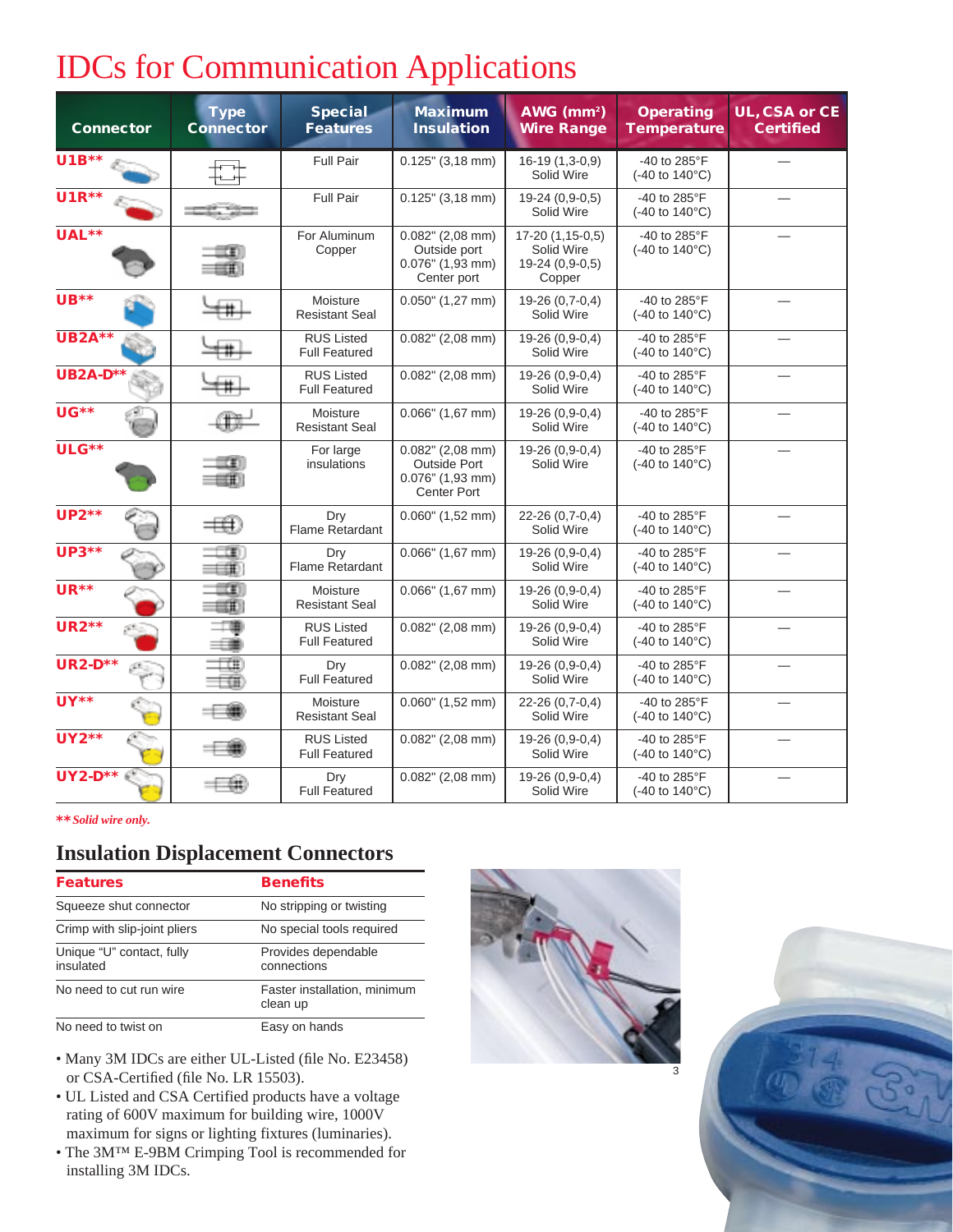# IDCs for Communication Applications

| Connector | Type Connector | Special Features | Maximum Insulation | AWG (mm²) Wire Range | Operating Temperature | UL, CSA or CE Certified |
|---|---|---|---|---|---|---|
| U1B** | | Full Pair | 0.125" (3,18 mm) | 16-19 (1,3-0,9) Solid Wire | -40 to 285°F (-40 to 140°C) | — |
| U1R** | | Full Pair | 0.125" (3,18 mm) | 19-24 (0,9-0,5) Solid Wire | -40 to 285°F (-40 to 140°C) | — |
| UAL** | | For Aluminum Copper | 0.082" (2,08 mm) Outside port 0.076" (1,93 mm) Center port | 17-20 (1,15-0,5) Solid Wire 19-24 (0,9-0,5) Copper | -40 to 285°F (-40 to 140°C) | — |
| UB** | | Moisture Resistant Seal | 0.050" (1,27 mm) | 19-26 (0,7-0,4) Solid Wire | -40 to 285°F (-40 to 140°C) | — |
| UB2A** | | RUS Listed Full Featured | 0.082" (2,08 mm) | 19-26 (0,9-0,4) Solid Wire | -40 to 285°F (-40 to 140°C) | — |
| UB2A-D** | | RUS Listed Full Featured | 0.082" (2,08 mm) | 19-26 (0,9-0,4) Solid Wire | -40 to 285°F (-40 to 140°C) | — |
| UG** | | Moisture Resistant Seal | 0.066" (1,67 mm) | 19-26 (0,9-0,4) Solid Wire | -40 to 285°F (-40 to 140°C) | — |
| ULG** | | For large insulations | 0.082" (2,08 mm) Outside Port 0.076" (1,93 mm) Center Port | 19-26 (0,9-0,4) Solid Wire | -40 to 285°F (-40 to 140°C) | — |
| UP2** | | Dry Flame Retardant | 0.060" (1,52 mm) | 22-26 (0,7-0,4) Solid Wire | -40 to 285°F (-40 to 140°C) | — |
| UP3** | | Dry Flame Retardant | 0.066" (1,67 mm) | 19-26 (0,9-0,4) Solid Wire | -40 to 285°F (-40 to 140°C) | — |
| UR** | | Moisture Resistant Seal | 0.066" (1,67 mm) | 19-26 (0,9-0,4) Solid Wire | -40 to 285°F (-40 to 140°C) | — |
| UR2** | | RUS Listed Full Featured | 0.082" (2,08 mm) | 19-26 (0,9-0,4) Solid Wire | -40 to 285°F (-40 to 140°C) | — |
| UR2-D** | | Dry Full Featured | 0.082" (2,08 mm) | 19-26 (0,9-0,4) Solid Wire | -40 to 285°F (-40 to 140°C) | — |
| UY** | | Moisture Resistant Seal | 0.060" (1,52 mm) | 22-26 (0,7-0,4) Solid Wire | -40 to 285°F (-40 to 140°C) | — |
| UY2** | | RUS Listed Full Featured | 0.082" (2,08 mm) | 19-26 (0,9-0,4) Solid Wire | -40 to 285°F (-40 to 140°C) | — |
| UY2-D** | | Dry Full Featured | 0.082" (2,08 mm) | 19-26 (0,9-0,4) Solid Wire | -40 to 285°F (-40 to 140°C) | — |

***\*\* Solid wire only.***

## Insulation Displacement Connectors

| Features | Benefits |
|---|---|
| Squeeze shut connector | No stripping or twisting |
| Crimp with slip-joint pliers | No special tools required |
| Unique "U" contact, fully insulated | Provides dependable connections |
| No need to cut run wire | Faster installation, minimum clean up |
| No need to twist on | Easy on hands |

- Many 3M IDCs are either UL-Listed (file No. E23458) or CSA-Certified (file No. LR 15503).
- UL Listed and CSA Certified products have a voltage rating of 600V maximum for building wire, 1000V maximum for signs or lighting fixtures (luminaries).
- The 3M™ E-9BM Crimping Tool is recommended for installing 3M IDCs.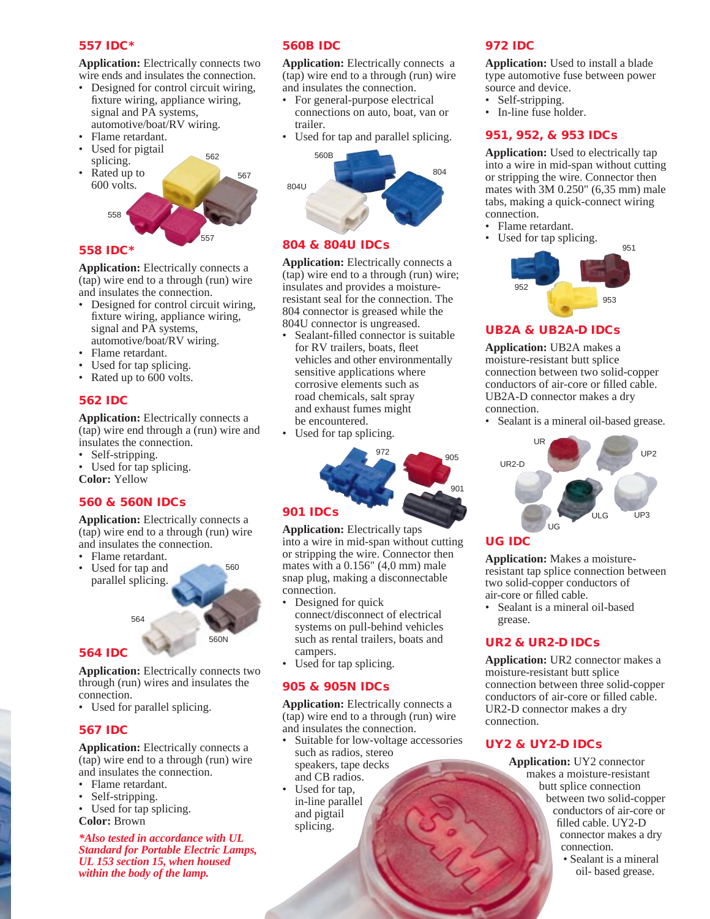## 557 IDC*

**Application:** Electrically connects two wire ends and insulates the connection.

- Designed for control circuit wiring, fixture wiring, appliance wiring, signal and PA systems, automotive/boat/RV wiring.
- Flame retardant.
- Used for pigtail splicing.
- Rated up to 600 volts.

## 558 IDC*

**Application:** Electrically connects a (tap) wire end to a through (run) wire and insulates the connection.

- Designed for control circuit wiring, fixture wiring, appliance wiring, signal and PA systems, automotive/boat/RV wiring.
- Flame retardant.
- Used for tap splicing.
- Rated up to 600 volts.

## 562 IDC

**Application:** Electrically connects a (tap) wire end through a (run) wire and insulates the connection.

- Self-stripping.
- Used for tap splicing.

**Color:** Yellow

## 560 & 560N IDCs

**Application:** Electrically connects a (tap) wire end to a through (run) wire and insulates the connection.

- Flame retardant.
- Used for tap and parallel splicing.

## 564 IDC

**Application:** Electrically connects two through (run) wires and insulates the connection.

- Used for parallel splicing.

## 567 IDC

**Application:** Electrically connects a (tap) wire end to a through (run) wire and insulates the connection.

- Flame retardant.
- Self-stripping.
- Used for tap splicing.

**Color:** Brown

*\*Also tested in accordance with UL Standard for Portable Electric Lamps, UL 153 section 15, when housed within the body of the lamp.*

## 560B IDC

**Application:** Electrically connects a (tap) wire end to a through (run) wire and insulates the connection.

- For general-purpose electrical connections on auto, boat, van or trailer.
- Used for tap and parallel splicing.

## 804 & 804U IDCs

**Application:** Electrically connects a (tap) wire end to a through (run) wire; insulates and provides a moisture-resistant seal for the connection. The 804 connector is greased while the 804U connector is ungreased.

- Sealant-filled connector is suitable for RV trailers, boats, fleet vehicles and other environmentally sensitive applications where corrosive elements such as road chemicals, salt spray and exhaust fumes might be encountered.
- Used for tap splicing.

## 901 IDCs

**Application:** Electrically taps into a wire in mid-span without cutting or stripping the wire. Connector then mates with a 0.156" (4,0 mm) male snap plug, making a disconnectable connection.

- Designed for quick connect/disconnect of electrical systems on pull-behind vehicles such as rental trailers, boats and campers.
- Used for tap splicing.

## 905 & 905N IDCs

**Application:** Electrically connects a (tap) wire end to a through (run) wire and insulates the connection.

- Suitable for low-voltage accessories such as radios, stereo speakers, tape decks and CB radios.
- Used for tap, in-line parallel and pigtail splicing.

## 972 IDC

**Application:** Used to install a blade type automotive fuse between power source and device.

- Self-stripping.
- In-line fuse holder.

## 951, 952, & 953 IDCs

**Application:** Used to electrically tap into a wire in mid-span without cutting or stripping the wire. Connector then mates with 3M 0.250" (6,35 mm) male tabs, making a quick-connect wiring connection.

- Flame retardant.
- Used for tap splicing.

## UB2A & UB2A-D IDCs

**Application:** UB2A makes a moisture-resistant butt splice connection between two solid-copper conductors of air-core or filled cable. UB2A-D connector makes a dry connection.

- Sealant is a mineral oil-based grease.

## UG IDC

**Application:** Makes a moisture-resistant tap splice connection between two solid-copper conductors of air-core or filled cable.

- Sealant is a mineral oil-based grease.

## UR2 & UR2-D IDCs

**Application:** UR2 connector makes a moisture-resistant butt splice connection between three solid-copper conductors of air-core or filled cable. UR2-D connector makes a dry connection.

## UY2 & UY2-D IDCs

**Application:** UY2 connector makes a moisture-resistant butt splice connection between two solid-copper conductors of air-core or filled cable. UY2-D connector makes a dry connection.

- Sealant is a mineral oil- based grease.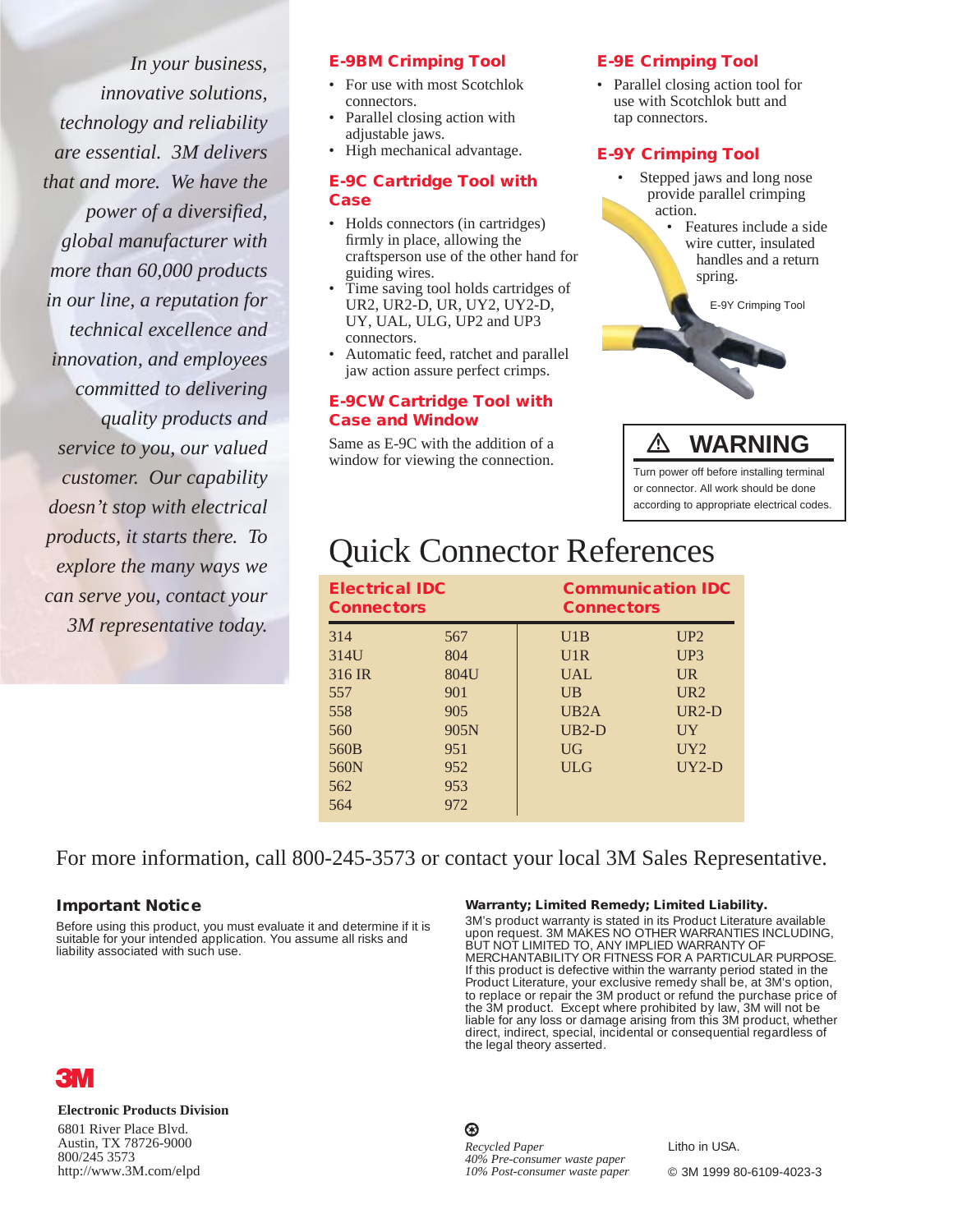*In your business, innovative solutions, technology and reliability are essential. 3M delivers that and more. We have the power of a diversified, global manufacturer with more than 60,000 products in our line, a reputation for technical excellence and innovation, and employees committed to delivering quality products and service to you, our valued customer. Our capability doesn't stop with electrical products, it starts there. To explore the many ways we can serve you, contact your 3M representative today.*

### E-9BM Crimping Tool

- For use with most Scotchlok connectors.
- Parallel closing action with adjustable jaws.
- High mechanical advantage.

### E-9C Cartridge Tool with Case

- Holds connectors (in cartridges) firmly in place, allowing the craftsperson use of the other hand for guiding wires.
- Time saving tool holds cartridges of UR2, UR2-D, UR, UY2, UY2-D, UY, UAL, ULG, UP2 and UP3 connectors.
- Automatic feed, ratchet and parallel jaw action assure perfect crimps.

### E-9CW Cartridge Tool with Case and Window

Same as E-9C with the addition of a window for viewing the connection.

### E-9E Crimping Tool

- Parallel closing action tool for use with Scotchlok butt and tap connectors.

### E-9Y Crimping Tool

- Stepped jaws and long nose provide parallel crimping action.
- Features include a side wire cutter, insulated handles and a return spring.

E-9Y Crimping Tool

**⚠ WARNING**

Turn power off before installing terminal or connector. All work should be done according to appropriate electrical codes.

# Quick Connector References

| Electrical IDC Connectors | | Communication IDC Connectors | |
|---|---|---|---|
| 314 | 567 | U1B | UP2 |
| 314U | 804 | U1R | UP3 |
| 316 IR | 804U | UAL | UR |
| 557 | 901 | UB | UR2 |
| 558 | 905 | UB2A | UR2-D |
| 560 | 905N | UB2-D | UY |
| 560B | 951 | UG | UY2 |
| 560N | 952 | ULG | UY2-D |
| 562 | 953 | | |
| 564 | 972 | | |

For more information, call 800-245-3573 or contact your local 3M Sales Representative.

### Important Notice

Before using this product, you must evaluate it and determine if it is suitable for your intended application. You assume all risks and liability associated with such use.

### Warranty; Limited Remedy; Limited Liability.

3M's product warranty is stated in its Product Literature available upon request. 3M MAKES NO OTHER WARRANTIES INCLUDING, BUT NOT LIMITED TO, ANY IMPLIED WARRANTY OF MERCHANTABILITY OR FITNESS FOR A PARTICULAR PURPOSE. If this product is defective within the warranty period stated in the Product Literature, your exclusive remedy shall be, at 3M's option, to replace or repair the 3M product or refund the purchase price of the 3M product. Except where prohibited by law, 3M will not be liable for any loss or damage arising from this 3M product, whether direct, indirect, special, incidental or consequential regardless of the legal theory asserted.

**3M**

**Electronic Products Division**
6801 River Place Blvd.
Austin, TX 78726-9000
800/245 3573
http://www.3M.com/elpd

*Recycled Paper*
*40% Pre-consumer waste paper*
*10% Post-consumer waste paper*

Litho in USA.

© 3M 1999 80-6109-4023-3